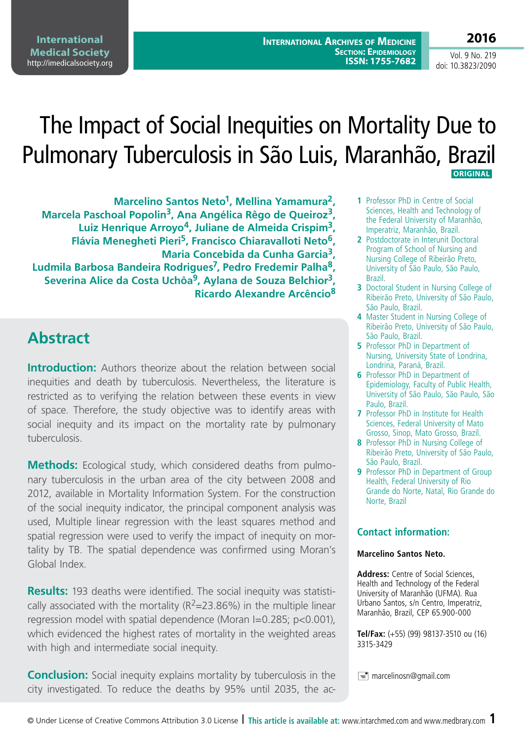# The Impact of Social Inequities on Mortality Due to Pulmonary Tuberculosis in São Luis, Maranhão, Brazil

ORIGINAL

**Marcelino Santos Neto[1], Mellina Yamamura[2], Marcela Paschoal Popolin[3], Ana Angélica Rêgo de Queiroz[3], Luiz Henrique Arroyo[4], Juliane de Almeida Crispim[3], Flávia Menegheti Pieri[5], Francisco Chiaravalloti Neto[6], Maria Concebida da Cunha Garcia[3], Ludmila Barbosa Bandeira Rodrigues[7], Pedro Fredemir Palha[8], Severina Alice da Costa Uchôa[9], Aylana de Souza Belchior[3], Ricardo Alexandre Arcêncio[8]**

1. Professor PhD in Centre of Social Sciences, Health and Technology of the Federal University of Maranhão, Imperatriz, Maranhão, Brazil.
2. Postdoctorate in Interunit Doctoral Program of School of Nursing and Nursing College of Ribeirão Preto, University of São Paulo, São Paulo, Brazil.
3. Doctoral Student in Nursing College of Ribeirão Preto, University of São Paulo, São Paulo, Brazil.
4. Master Student in Nursing College of Ribeirão Preto, University of São Paulo, São Paulo, Brazil.
5. Professor PhD in Department of Nursing, University State of Londrina, Londrina, Paraná, Brazil.
6. Professor PhD in Department of Epidemiology, Faculty of Public Health, University of São Paulo, São Paulo, São Paulo, Brazil.
7. Professor PhD in Institute for Health Sciences, Federal University of Mato Grosso, Sinop, Mato Grosso, Brazil.
8. Professor PhD in Nursing College of Ribeirão Preto, University of São Paulo, São Paulo, Brazil.
9. Professor PhD in Department of Group Health, Federal University of Rio Grande do Norte, Natal, Rio Grande do Norte, Brazil

## Contact information:

**Marcelino Santos Neto.**

**Address:** Centre of Social Sciences, Health and Technology of the Federal University of Maranhão (UFMA). Rua Urbano Santos, s/n Centro, Imperatriz, Maranhão, Brazil, CEP 65.900-000

**Tel/Fax:** (+55) (99) 98137-3510 ou (16) 3315-3429

marcelinosn@gmail.com

## Abstract

**Introduction:** Authors theorize about the relation between social inequities and death by tuberculosis. Nevertheless, the literature is restricted as to verifying the relation between these events in view of space. Therefore, the study objective was to identify areas with social inequity and its impact on the mortality rate by pulmonary tuberculosis.

**Methods:** Ecological study, which considered deaths from pulmonary tuberculosis in the urban area of the city between 2008 and 2012, available in Mortality Information System. For the construction of the social inequity indicator, the principal component analysis was used, Multiple linear regression with the least squares method and spatial regression were used to verify the impact of inequity on mortality by TB. The spatial dependence was confirmed using Moran's Global Index.

**Results:** 193 deaths were identified. The social inequity was statistically associated with the mortality ($R^2$=23.86%) in the multiple linear regression model with spatial dependence (Moran I=0.285; $p<0.001$), which evidenced the highest rates of mortality in the weighted areas with high and intermediate social inequity.

**Conclusion:** Social inequity explains mortality by tuberculosis in the city investigated. To reduce the deaths by 95% until 2035, the ac-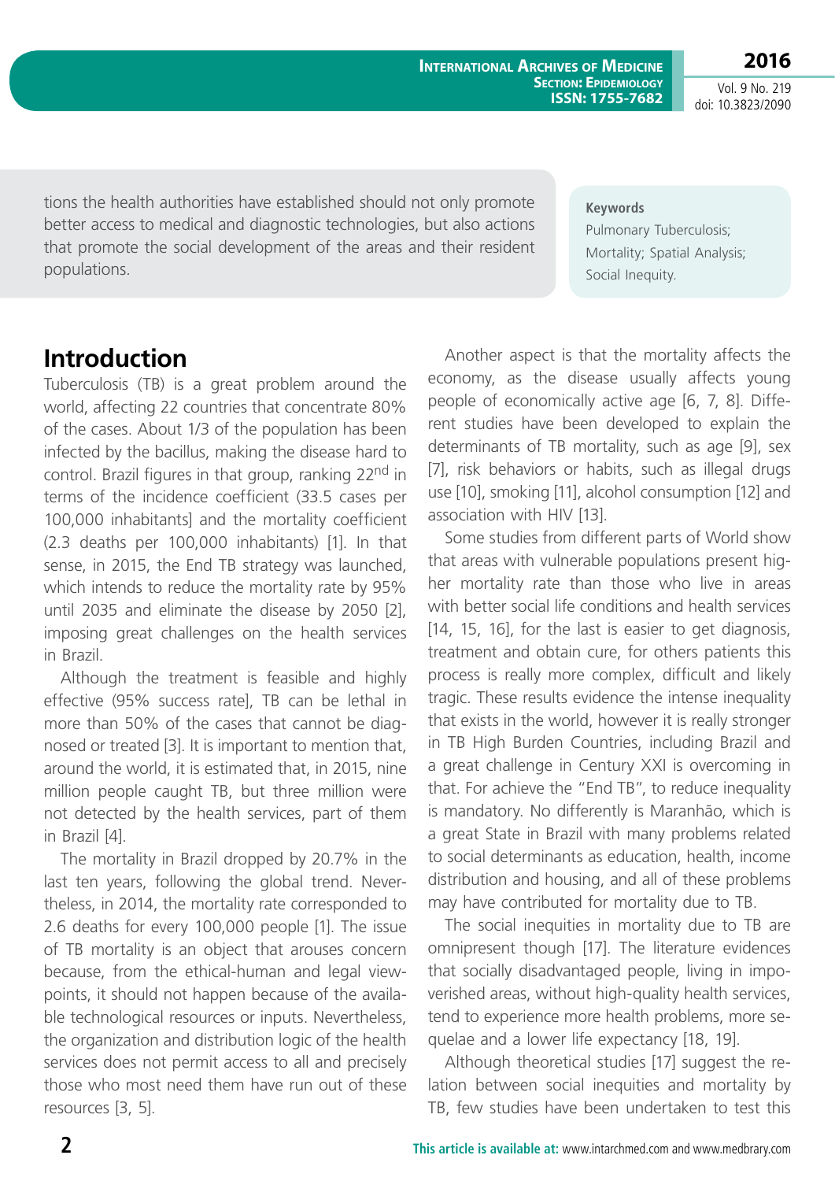tions the health authorities have established should not only promote better access to medical and diagnostic technologies, but also actions that promote the social development of the areas and their resident populations.

**Keywords**

Pulmonary Tuberculosis; Mortality; Spatial Analysis; Social Inequity.

## Introduction

Tuberculosis (TB) is a great problem around the world, affecting 22 countries that concentrate 80% of the cases. About 1/3 of the population has been infected by the bacillus, making the disease hard to control. Brazil figures in that group, ranking 22nd in terms of the incidence coefficient (33.5 cases per 100,000 inhabitants] and the mortality coefficient (2.3 deaths per 100,000 inhabitants) [1]. In that sense, in 2015, the End TB strategy was launched, which intends to reduce the mortality rate by 95% until 2035 and eliminate the disease by 2050 [2], imposing great challenges on the health services in Brazil.

Although the treatment is feasible and highly effective (95% success rate], TB can be lethal in more than 50% of the cases that cannot be diagnosed or treated [3]. It is important to mention that, around the world, it is estimated that, in 2015, nine million people caught TB, but three million were not detected by the health services, part of them in Brazil [4].

The mortality in Brazil dropped by 20.7% in the last ten years, following the global trend. Nevertheless, in 2014, the mortality rate corresponded to 2.6 deaths for every 100,000 people [1]. The issue of TB mortality is an object that arouses concern because, from the ethical-human and legal viewpoints, it should not happen because of the available technological resources or inputs. Nevertheless, the organization and distribution logic of the health services does not permit access to all and precisely those who most need them have run out of these resources [3, 5].

Another aspect is that the mortality affects the economy, as the disease usually affects young people of economically active age [6, 7, 8]. Different studies have been developed to explain the determinants of TB mortality, such as age [9], sex [7], risk behaviors or habits, such as illegal drugs use [10], smoking [11], alcohol consumption [12] and association with HIV [13].

Some studies from different parts of World show that areas with vulnerable populations present higher mortality rate than those who live in areas with better social life conditions and health services [14, 15, 16], for the last is easier to get diagnosis, treatment and obtain cure, for others patients this process is really more complex, difficult and likely tragic. These results evidence the intense inequality that exists in the world, however it is really stronger in TB High Burden Countries, including Brazil and a great challenge in Century XXI is overcoming in that. For achieve the "End TB", to reduce inequality is mandatory. No differently is Maranhão, which is a great State in Brazil with many problems related to social determinants as education, health, income distribution and housing, and all of these problems may have contributed for mortality due to TB.

The social inequities in mortality due to TB are omnipresent though [17]. The literature evidences that socially disadvantaged people, living in impoverished areas, without high-quality health services, tend to experience more health problems, more sequelae and a lower life expectancy [18, 19].

Although theoretical studies [17] suggest the relation between social inequities and mortality by TB, few studies have been undertaken to test this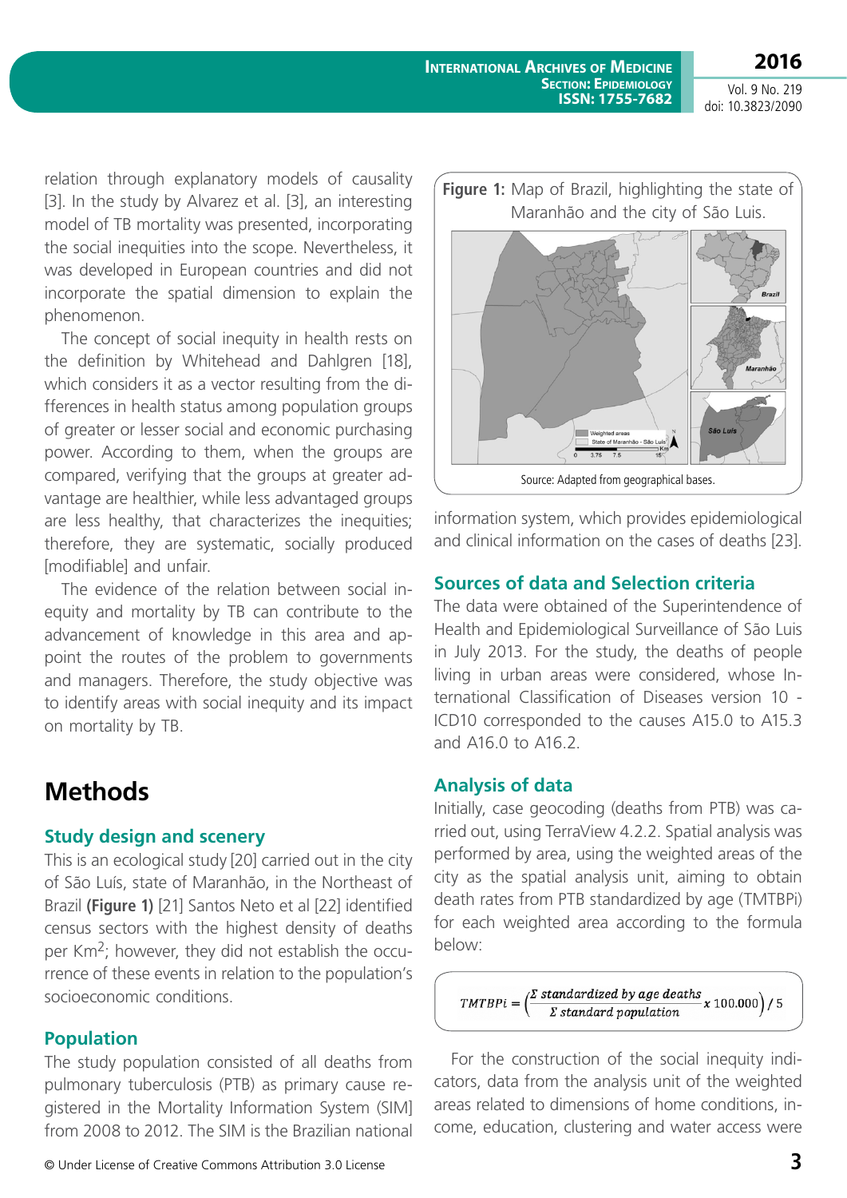relation through explanatory models of causality [3]. In the study by Alvarez et al. [3], an interesting model of TB mortality was presented, incorporating the social inequities into the scope. Nevertheless, it was developed in European countries and did not incorporate the spatial dimension to explain the phenomenon.

The concept of social inequity in health rests on the definition by Whitehead and Dahlgren [18], which considers it as a vector resulting from the differences in health status among population groups of greater or lesser social and economic purchasing power. According to them, when the groups are compared, verifying that the groups at greater advantage are healthier, while less advantaged groups are less healthy, that characterizes the inequities; therefore, they are systematic, socially produced [modifiable] and unfair.

The evidence of the relation between social inequity and mortality by TB can contribute to the advancement of knowledge in this area and appoint the routes of the problem to governments and managers. Therefore, the study objective was to identify areas with social inequity and its impact on mortality by TB.

# Methods

## Study design and scenery

This is an ecological study [20] carried out in the city of São Luís, state of Maranhão, in the Northeast of Brazil **(Figure 1)** [21] Santos Neto et al [22] identified census sectors with the highest density of deaths per Km$^2$; however, they did not establish the occurrence of these events in relation to the population's socioeconomic conditions.

## Population

The study population consisted of all deaths from pulmonary tuberculosis (PTB) as primary cause registered in the Mortality Information System (SIM) from 2008 to 2012. The SIM is the Brazilian national information system, which provides epidemiological and clinical information on the cases of deaths [23].

**Figure 1:** Map of Brazil, highlighting the state of Maranhão and the city of São Luis.

Source: Adapted from geographical bases.

## Sources of data and Selection criteria

The data were obtained of the Superintendence of Health and Epidemiological Surveillance of São Luis in July 2013. For the study, the deaths of people living in urban areas were considered, whose International Classification of Diseases version 10 - ICD10 corresponded to the causes A15.0 to A15.3 and A16.0 to A16.2.

## Analysis of data

Initially, case geocoding (deaths from PTB) was carried out, using TerraView 4.2.2. Spatial analysis was performed by area, using the weighted areas of the city as the spatial analysis unit, aiming to obtain death rates from PTB standardized by age (TMTBPi) for each weighted area according to the formula below:

$$TMTBPi = \left(\frac{\Sigma \text{ standardized by age deaths}}{\Sigma \text{ standard population}} x\ 100.000\right) / 5$$

For the construction of the social inequity indicators, data from the analysis unit of the weighted areas related to dimensions of home conditions, income, education, clustering and water access were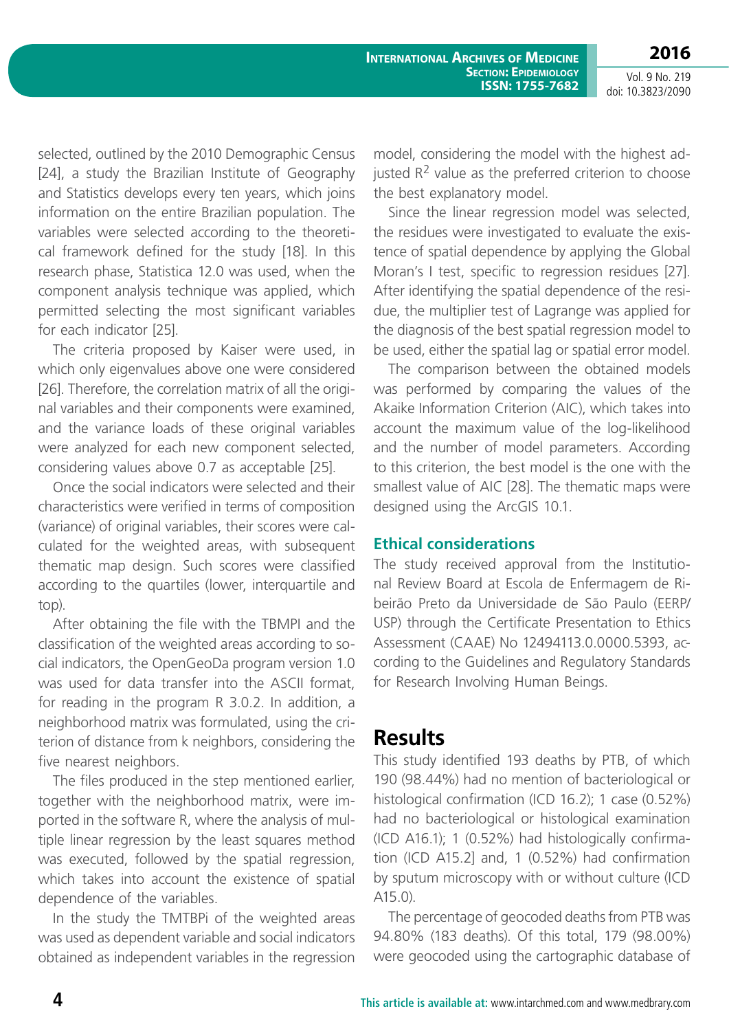selected, outlined by the 2010 Demographic Census [24], a study the Brazilian Institute of Geography and Statistics develops every ten years, which joins information on the entire Brazilian population. The variables were selected according to the theoretical framework defined for the study [18]. In this research phase, Statistica 12.0 was used, when the component analysis technique was applied, which permitted selecting the most significant variables for each indicator [25].

The criteria proposed by Kaiser were used, in which only eigenvalues above one were considered [26]. Therefore, the correlation matrix of all the original variables and their components were examined, and the variance loads of these original variables were analyzed for each new component selected, considering values above 0.7 as acceptable [25].

Once the social indicators were selected and their characteristics were verified in terms of composition (variance) of original variables, their scores were calculated for the weighted areas, with subsequent thematic map design. Such scores were classified according to the quartiles (lower, interquartile and top).

After obtaining the file with the TBMPI and the classification of the weighted areas according to social indicators, the OpenGeoDa program version 1.0 was used for data transfer into the ASCII format, for reading in the program R 3.0.2. In addition, a neighborhood matrix was formulated, using the criterion of distance from k neighbors, considering the five nearest neighbors.

The files produced in the step mentioned earlier, together with the neighborhood matrix, were imported in the software R, where the analysis of multiple linear regression by the least squares method was executed, followed by the spatial regression, which takes into account the existence of spatial dependence of the variables.

In the study the TMTBPi of the weighted areas was used as dependent variable and social indicators obtained as independent variables in the regression model, considering the model with the highest adjusted $R^2$ value as the preferred criterion to choose the best explanatory model.

Since the linear regression model was selected, the residues were investigated to evaluate the existence of spatial dependence by applying the Global Moran's I test, specific to regression residues [27]. After identifying the spatial dependence of the residue, the multiplier test of Lagrange was applied for the diagnosis of the best spatial regression model to be used, either the spatial lag or spatial error model.

The comparison between the obtained models was performed by comparing the values of the Akaike Information Criterion (AIC), which takes into account the maximum value of the log-likelihood and the number of model parameters. According to this criterion, the best model is the one with the smallest value of AIC [28]. The thematic maps were designed using the ArcGIS 10.1.

### Ethical considerations

The study received approval from the Institutional Review Board at Escola de Enfermagem de Ribeirão Preto da Universidade de São Paulo (EERP/USP) through the Certificate Presentation to Ethics Assessment (CAAE) No 12494113.0.0000.5393, according to the Guidelines and Regulatory Standards for Research Involving Human Beings.

## Results

This study identified 193 deaths by PTB, of which 190 (98.44%) had no mention of bacteriological or histological confirmation (ICD 16.2); 1 case (0.52%) had no bacteriological or histological examination (ICD A16.1); 1 (0.52%) had histologically confirmation (ICD A15.2] and, 1 (0.52%) had confirmation by sputum microscopy with or without culture (ICD A15.0).

The percentage of geocoded deaths from PTB was 94.80% (183 deaths). Of this total, 179 (98.00%) were geocoded using the cartographic database of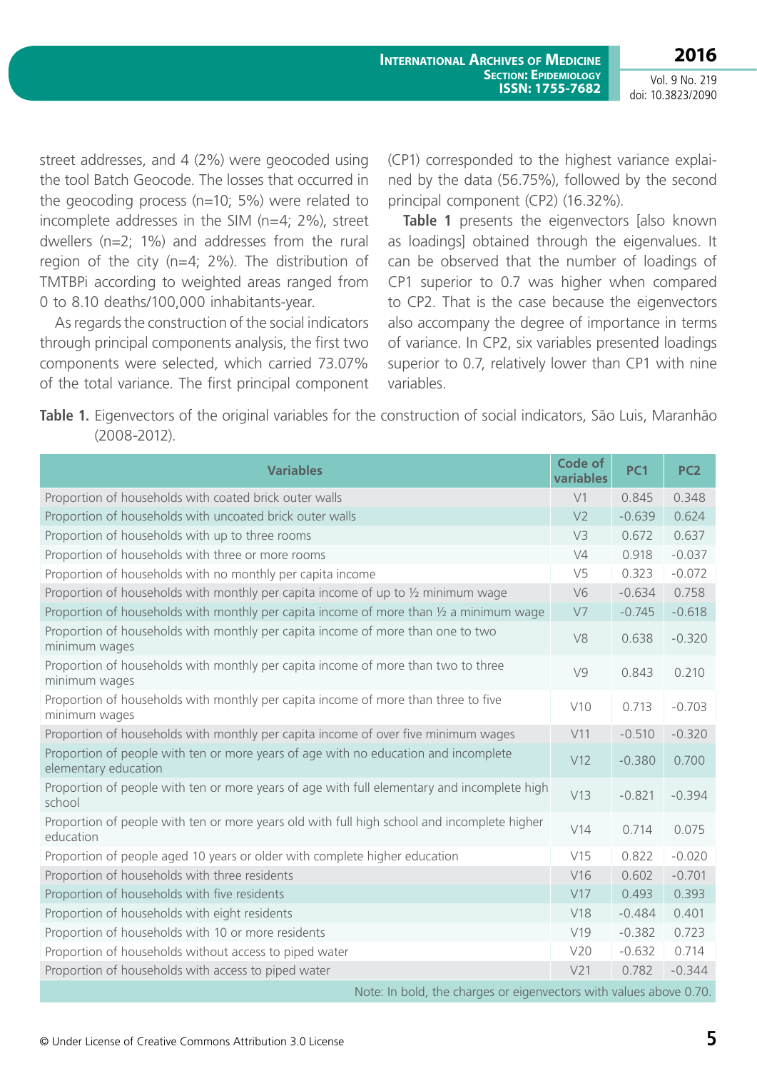street addresses, and 4 (2%) were geocoded using the tool Batch Geocode. The losses that occurred in the geocoding process (n=10; 5%) were related to incomplete addresses in the SIM (n=4; 2%), street dwellers (n=2; 1%) and addresses from the rural region of the city (n=4; 2%). The distribution of TMTBPi according to weighted areas ranged from 0 to 8.10 deaths/100,000 inhabitants-year.

As regards the construction of the social indicators through principal components analysis, the first two components were selected, which carried 73.07% of the total variance. The first principal component (CP1) corresponded to the highest variance explained by the data (56.75%), followed by the second principal component (CP2) (16.32%).

**Table 1** presents the eigenvectors [also known as loadings] obtained through the eigenvalues. It can be observed that the number of loadings of CP1 superior to 0.7 was higher when compared to CP2. That is the case because the eigenvectors also accompany the degree of importance in terms of variance. In CP2, six variables presented loadings superior to 0.7, relatively lower than CP1 with nine variables.

**Table 1.** Eigenvectors of the original variables for the construction of social indicators, São Luis, Maranhão (2008-2012).

| Variables | Code of variables | PC1 | PC2 |
|---|---|---|---|
| Proportion of households with coated brick outer walls | V1 | 0.845 | 0.348 |
| Proportion of households with uncoated brick outer walls | V2 | -0.639 | 0.624 |
| Proportion of households with up to three rooms | V3 | 0.672 | 0.637 |
| Proportion of households with three or more rooms | V4 | 0.918 | -0.037 |
| Proportion of households with no monthly per capita income | V5 | 0.323 | -0.072 |
| Proportion of households with monthly per capita income of up to ½ minimum wage | V6 | -0.634 | 0.758 |
| Proportion of households with monthly per capita income of more than ½ a minimum wage | V7 | -0.745 | -0.618 |
| Proportion of households with monthly per capita income of more than one to two minimum wages | V8 | 0.638 | -0.320 |
| Proportion of households with monthly per capita income of more than two to three minimum wages | V9 | 0.843 | 0.210 |
| Proportion of households with monthly per capita income of more than three to five minimum wages | V10 | 0.713 | -0.703 |
| Proportion of households with monthly per capita income of over five minimum wages | V11 | -0.510 | -0.320 |
| Proportion of people with ten or more years of age with no education and incomplete elementary education | V12 | -0.380 | 0.700 |
| Proportion of people with ten or more years of age with full elementary and incomplete high school | V13 | -0.821 | -0.394 |
| Proportion of people with ten or more years old with full high school and incomplete higher education | V14 | 0.714 | 0.075 |
| Proportion of people aged 10 years or older with complete higher education | V15 | 0.822 | -0.020 |
| Proportion of households with three residents | V16 | 0.602 | -0.701 |
| Proportion of households with five residents | V17 | 0.493 | 0.393 |
| Proportion of households with eight residents | V18 | -0.484 | 0.401 |
| Proportion of households with 10 or more residents | V19 | -0.382 | 0.723 |
| Proportion of households without access to piped water | V20 | -0.632 | 0.714 |
| Proportion of households with access to piped water | V21 | 0.782 | -0.344 |

Note: In bold, the charges or eigenvectors with values above 0.70.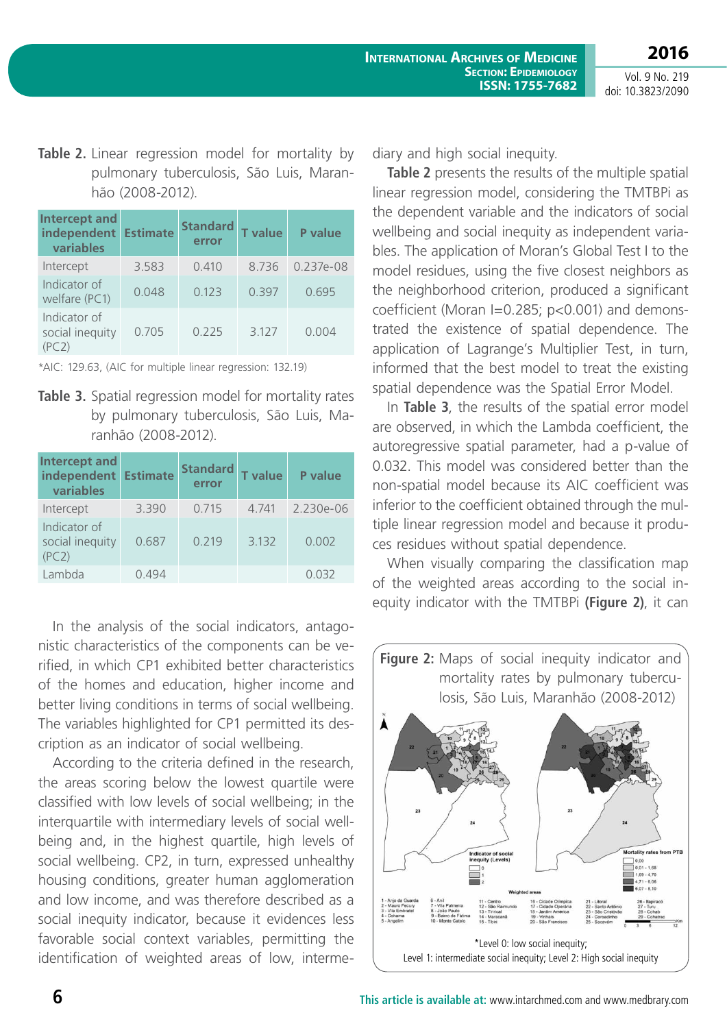**Table 2.** Linear regression model for mortality by pulmonary tuberculosis, São Luis, Maranhão (2008-2012).

| Intercept and independent variables | Estimate | Standard error | T value | P value |
|---|---|---|---|---|
| Intercept | 3.583 | 0.410 | 8.736 | 0.237e-08 |
| Indicator of welfare (PC1) | 0.048 | 0.123 | 0.397 | 0.695 |
| Indicator of social inequity (PC2) | 0.705 | 0.225 | 3.127 | 0.004 |

*AIC: 129.63, (AIC for multiple linear regression: 132.19)

**Table 3.** Spatial regression model for mortality rates by pulmonary tuberculosis, São Luis, Maranhão (2008-2012).

| Intercept and independent variables | Estimate | Standard error | T value | P value |
|---|---|---|---|---|
| Intercept | 3.390 | 0.715 | 4.741 | 2.230e-06 |
| Indicator of social inequity (PC2) | 0.687 | 0.219 | 3.132 | 0.002 |
| Lambda | 0.494 | | | 0.032 |

In the analysis of the social indicators, antagonistic characteristics of the components can be verified, in which CP1 exhibited better characteristics of the homes and education, higher income and better living conditions in terms of social wellbeing. The variables highlighted for CP1 permitted its description as an indicator of social wellbeing.

According to the criteria defined in the research, the areas scoring below the lowest quartile were classified with low levels of social wellbeing; in the interquartile with intermediary levels of social wellbeing and, in the highest quartile, high levels of social wellbeing. CP2, in turn, expressed unhealthy housing conditions, greater human agglomeration and low income, and was therefore described as a social inequity indicator, because it evidences less favorable social context variables, permitting the identification of weighted areas of low, intermediary and high social inequity.

**Table 2** presents the results of the multiple spatial linear regression model, considering the TMTBPi as the dependent variable and the indicators of social wellbeing and social inequity as independent variables. The application of Moran's Global Test I to the model residues, using the five closest neighbors as the neighborhood criterion, produced a significant coefficient (Moran I=0.285; p<0.001) and demonstrated the existence of spatial dependence. The application of Lagrange's Multiplier Test, in turn, informed that the best model to treat the existing spatial dependence was the Spatial Error Model.

In **Table 3**, the results of the spatial error model are observed, in which the Lambda coefficient, the autoregressive spatial parameter, had a p-value of 0.032. This model was considered better than the non-spatial model because its AIC coefficient was inferior to the coefficient obtained through the multiple linear regression model and because it produces residues without spatial dependence.

When visually comparing the classification map of the weighted areas according to the social inequity indicator with the TMTBPi **(Figure 2)**, it can

**Figure 2:** Maps of social inequity indicator and mortality rates by pulmonary tuberculosis, São Luis, Maranhão (2008-2012)

*Level 0: low social inequity;
Level 1: intermediate social inequity; Level 2: High social inequity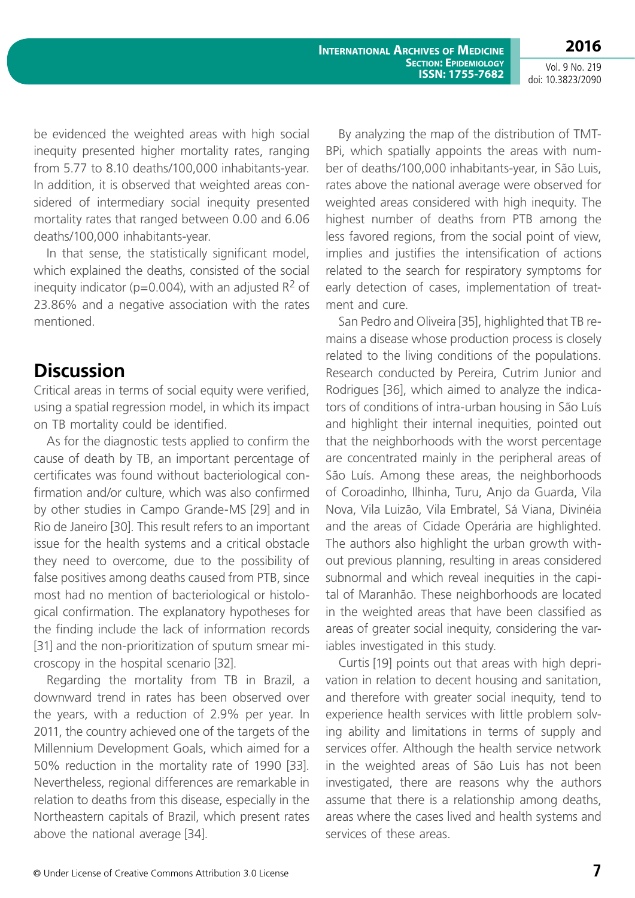be evidenced the weighted areas with high social inequity presented higher mortality rates, ranging from 5.77 to 8.10 deaths/100,000 inhabitants-year. In addition, it is observed that weighted areas considered of intermediary social inequity presented mortality rates that ranged between 0.00 and 6.06 deaths/100,000 inhabitants-year.

In that sense, the statistically significant model, which explained the deaths, consisted of the social inequity indicator (p=0.004), with an adjusted $R^2$ of 23.86% and a negative association with the rates mentioned.

## Discussion

Critical areas in terms of social equity were verified, using a spatial regression model, in which its impact on TB mortality could be identified.

As for the diagnostic tests applied to confirm the cause of death by TB, an important percentage of certificates was found without bacteriological confirmation and/or culture, which was also confirmed by other studies in Campo Grande-MS [29] and in Rio de Janeiro [30]. This result refers to an important issue for the health systems and a critical obstacle they need to overcome, due to the possibility of false positives among deaths caused from PTB, since most had no mention of bacteriological or histological confirmation. The explanatory hypotheses for the finding include the lack of information records [31] and the non-prioritization of sputum smear microscopy in the hospital scenario [32].

Regarding the mortality from TB in Brazil, a downward trend in rates has been observed over the years, with a reduction of 2.9% per year. In 2011, the country achieved one of the targets of the Millennium Development Goals, which aimed for a 50% reduction in the mortality rate of 1990 [33]. Nevertheless, regional differences are remarkable in relation to deaths from this disease, especially in the Northeastern capitals of Brazil, which present rates above the national average [34].

By analyzing the map of the distribution of TMT-BPi, which spatially appoints the areas with number of deaths/100,000 inhabitants-year, in São Luis, rates above the national average were observed for weighted areas considered with high inequity. The highest number of deaths from PTB among the less favored regions, from the social point of view, implies and justifies the intensification of actions related to the search for respiratory symptoms for early detection of cases, implementation of treatment and cure.

San Pedro and Oliveira [35], highlighted that TB remains a disease whose production process is closely related to the living conditions of the populations. Research conducted by Pereira, Cutrim Junior and Rodrigues [36], which aimed to analyze the indicators of conditions of intra-urban housing in São Luís and highlight their internal inequities, pointed out that the neighborhoods with the worst percentage are concentrated mainly in the peripheral areas of São Luís. Among these areas, the neighborhoods of Coroadinho, Ilhinha, Turu, Anjo da Guarda, Vila Nova, Vila Luizão, Vila Embratel, Sá Viana, Divinéia and the areas of Cidade Operária are highlighted. The authors also highlight the urban growth without previous planning, resulting in areas considered subnormal and which reveal inequities in the capital of Maranhão. These neighborhoods are located in the weighted areas that have been classified as areas of greater social inequity, considering the variables investigated in this study.

Curtis [19] points out that areas with high deprivation in relation to decent housing and sanitation, and therefore with greater social inequity, tend to experience health services with little problem solving ability and limitations in terms of supply and services offer. Although the health service network in the weighted areas of São Luis has not been investigated, there are reasons why the authors assume that there is a relationship among deaths, areas where the cases lived and health systems and services of these areas.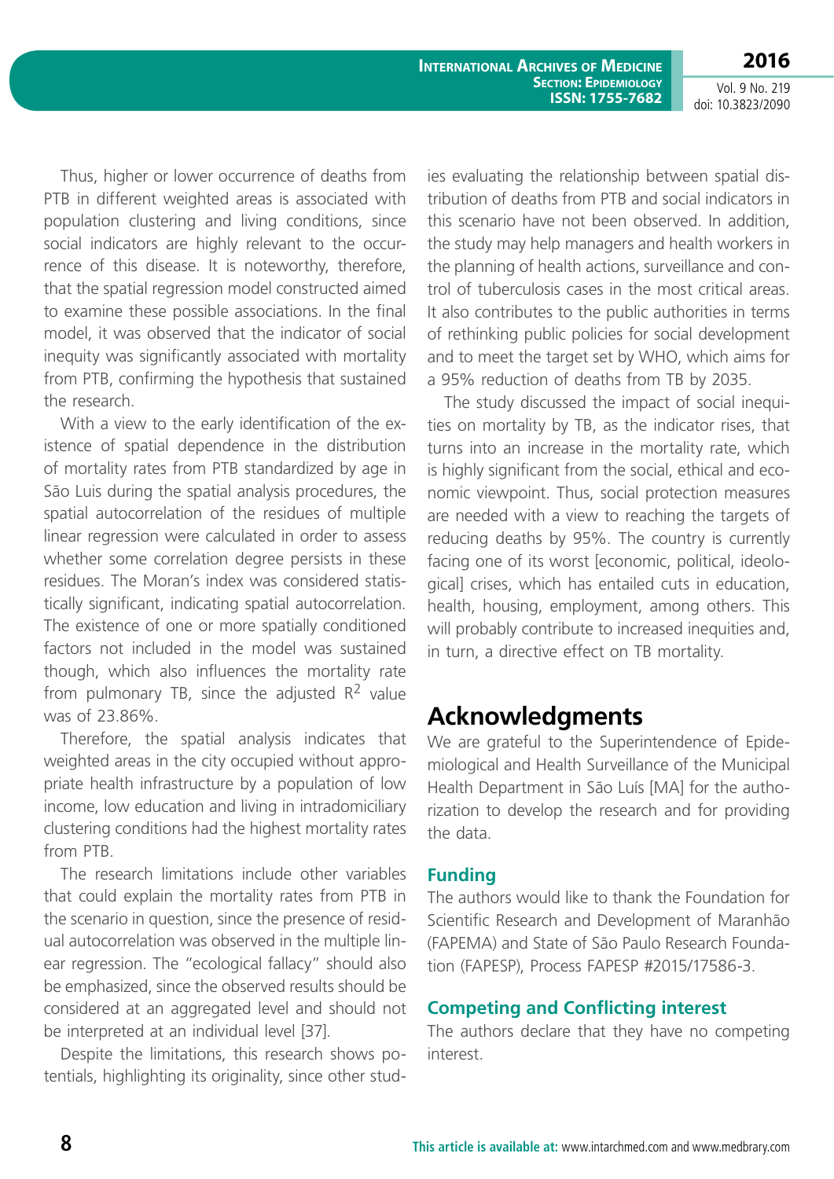Thus, higher or lower occurrence of deaths from PTB in different weighted areas is associated with population clustering and living conditions, since social indicators are highly relevant to the occurrence of this disease. It is noteworthy, therefore, that the spatial regression model constructed aimed to examine these possible associations. In the final model, it was observed that the indicator of social inequity was significantly associated with mortality from PTB, confirming the hypothesis that sustained the research.

With a view to the early identification of the existence of spatial dependence in the distribution of mortality rates from PTB standardized by age in São Luis during the spatial analysis procedures, the spatial autocorrelation of the residues of multiple linear regression were calculated in order to assess whether some correlation degree persists in these residues. The Moran's index was considered statistically significant, indicating spatial autocorrelation. The existence of one or more spatially conditioned factors not included in the model was sustained though, which also influences the mortality rate from pulmonary TB, since the adjusted $R^2$ value was of 23.86%.

Therefore, the spatial analysis indicates that weighted areas in the city occupied without appropriate health infrastructure by a population of low income, low education and living in intradomiciliary clustering conditions had the highest mortality rates from PTB.

The research limitations include other variables that could explain the mortality rates from PTB in the scenario in question, since the presence of residual autocorrelation was observed in the multiple linear regression. The "ecological fallacy" should also be emphasized, since the observed results should be considered at an aggregated level and should not be interpreted at an individual level [37].

Despite the limitations, this research shows potentials, highlighting its originality, since other studies evaluating the relationship between spatial distribution of deaths from PTB and social indicators in this scenario have not been observed. In addition, the study may help managers and health workers in the planning of health actions, surveillance and control of tuberculosis cases in the most critical areas. It also contributes to the public authorities in terms of rethinking public policies for social development and to meet the target set by WHO, which aims for a 95% reduction of deaths from TB by 2035.

The study discussed the impact of social inequities on mortality by TB, as the indicator rises, that turns into an increase in the mortality rate, which is highly significant from the social, ethical and economic viewpoint. Thus, social protection measures are needed with a view to reaching the targets of reducing deaths by 95%. The country is currently facing one of its worst [economic, political, ideological] crises, which has entailed cuts in education, health, housing, employment, among others. This will probably contribute to increased inequities and, in turn, a directive effect on TB mortality.

## Acknowledgments

We are grateful to the Superintendence of Epidemiological and Health Surveillance of the Municipal Health Department in São Luís [MA] for the authorization to develop the research and for providing the data.

### Funding

The authors would like to thank the Foundation for Scientific Research and Development of Maranhão (FAPEMA) and State of São Paulo Research Foundation (FAPESP), Process FAPESP #2015/17586-3.

### Competing and Conflicting interest

The authors declare that they have no competing interest.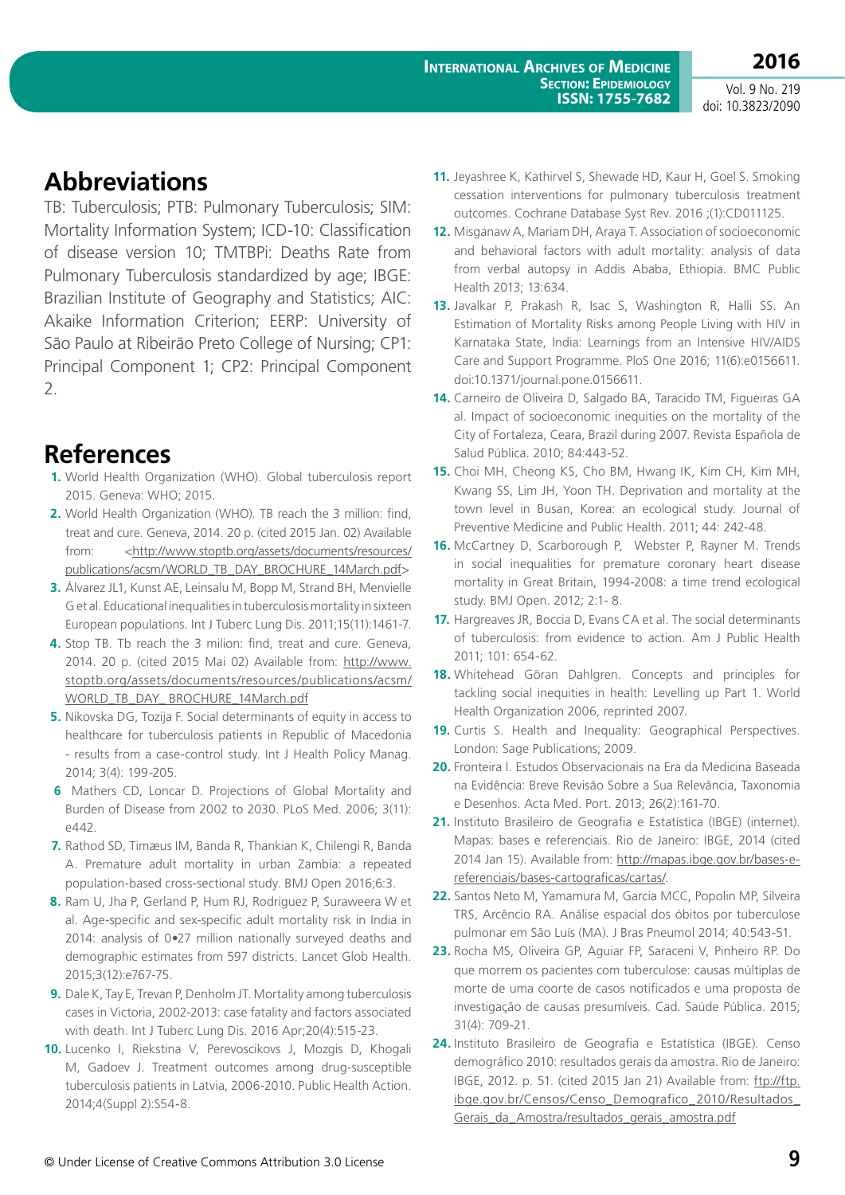## Abbreviations

TB: Tuberculosis; PTB: Pulmonary Tuberculosis; SIM: Mortality Information System; ICD-10: Classification of disease version 10; TMTBPi: Deaths Rate from Pulmonary Tuberculosis standardized by age; IBGE: Brazilian Institute of Geography and Statistics; AIC: Akaike Information Criterion; EERP: University of São Paulo at Ribeirão Preto College of Nursing; CP1: Principal Component 1; CP2: Principal Component 2.

## References

1. World Health Organization (WHO). Global tuberculosis report 2015. Geneva: WHO; 2015.
2. World Health Organization (WHO). TB reach the 3 million: find, treat and cure. Geneva, 2014. 20 p. (cited 2015 Jan. 02) Available from: <http://www.stoptb.org/assets/documents/resources/publications/acsm/WORLD_TB_DAY_BROCHURE_14March.pdf>
3. Álvarez JL1, Kunst AE, Leinsalu M, Bopp M, Strand BH, Menvielle G et al. Educational inequalities in tuberculosis mortality in sixteen European populations. Int J Tuberc Lung Dis. 2011;15(11):1461-7.
4. Stop TB. Tb reach the 3 milion: find, treat and cure. Geneva, 2014. 20 p. (cited 2015 Mai 02) Available from: http://www.stoptb.org/assets/documents/resources/publications/acsm/WORLD_TB_DAY_ BROCHURE_14March.pdf
5. Nikovska DG, Tozija F. Social determinants of equity in access to healthcare for tuberculosis patients in Republic of Macedonia - results from a case-control study. Int J Health Policy Manag. 2014; 3(4): 199-205.
6. Mathers CD, Loncar D. Projections of Global Mortality and Burden of Disease from 2002 to 2030. PLoS Med. 2006; 3(11): e442.
7. Rathod SD, Timæus IM, Banda R, Thankian K, Chilengi R, Banda A. Premature adult mortality in urban Zambia: a repeated population-based cross-sectional study. BMJ Open 2016;6:3.
8. Ram U, Jha P, Gerland P, Hum RJ, Rodriguez P, Suraweera W et al. Age-specific and sex-specific adult mortality risk in India in 2014: analysis of 0•27 million nationally surveyed deaths and demographic estimates from 597 districts. Lancet Glob Health. 2015;3(12):e767-75.
9. Dale K, Tay E, Trevan P, Denholm JT. Mortality among tuberculosis cases in Victoria, 2002-2013: case fatality and factors associated with death. Int J Tuberc Lung Dis. 2016 Apr;20(4):515-23.
10. Lucenko I, Riekstina V, Perevoscikovs J, Mozgis D, Khogali M, Gadoev J. Treatment outcomes among drug-susceptible tuberculosis patients in Latvia, 2006-2010. Public Health Action. 2014;4(Suppl 2):S54-8.
11. Jeyashree K, Kathirvel S, Shewade HD, Kaur H, Goel S. Smoking cessation interventions for pulmonary tuberculosis treatment outcomes. Cochrane Database Syst Rev. 2016 ;(1):CD011125.
12. Misganaw A, Mariam DH, Araya T. Association of socioeconomic and behavioral factors with adult mortality: analysis of data from verbal autopsy in Addis Ababa, Ethiopia. BMC Public Health 2013; 13:634.
13. Javalkar P, Prakash R, Isac S, Washington R, Halli SS. An Estimation of Mortality Risks among People Living with HIV in Karnataka State, India: Learnings from an Intensive HIV/AIDS Care and Support Programme. PloS One 2016; 11(6):e0156611. doi:10.1371/journal.pone.0156611.
14. Carneiro de Oliveira D, Salgado BA, Taracido TM, Figueiras GA al. Impact of socioeconomic inequities on the mortality of the City of Fortaleza, Ceara, Brazil during 2007. Revista Española de Salud Pública. 2010; 84:443-52.
15. Choi MH, Cheong KS, Cho BM, Hwang IK, Kim CH, Kim MH, Kwang SS, Lim JH, Yoon TH. Deprivation and mortality at the town level in Busan, Korea: an ecological study. Journal of Preventive Medicine and Public Health. 2011; 44: 242-48.
16. McCartney D, Scarborough P, Webster P, Rayner M. Trends in social inequalities for premature coronary heart disease mortality in Great Britain, 1994-2008: a time trend ecological study. BMJ Open. 2012; 2:1- 8.
17. Hargreaves JR, Boccia D, Evans CA et al. The social determinants of tuberculosis: from evidence to action. Am J Public Health 2011; 101: 654-62.
18. Whitehead Göran Dahlgren. Concepts and principles for tackling social inequities in health: Levelling up Part 1. World Health Organization 2006, reprinted 2007.
19. Curtis S. Health and Inequality: Geographical Perspectives. London: Sage Publications; 2009.
20. Fronteira I. Estudos Observacionais na Era da Medicina Baseada na Evidência: Breve Revisão Sobre a Sua Relevância, Taxonomia e Desenhos. Acta Med. Port. 2013; 26(2):161-70.
21. Instituto Brasileiro de Geografia e Estatística (IBGE) (internet). Mapas: bases e referenciais. Rio de Janeiro: IBGE, 2014 (cited 2014 Jan 15). Available from: http://mapas.ibge.gov.br/bases-e-referenciais/bases-cartograficas/cartas/.
22. Santos Neto M, Yamamura M, Garcia MCC, Popolin MP, Silveira TRS, Arcêncio RA. Análise espacial dos óbitos por tuberculose pulmonar em São Luís (MA). J Bras Pneumol 2014; 40:543-51.
23. Rocha MS, Oliveira GP, Aguiar FP, Saraceni V, Pinheiro RP. Do que morrem os pacientes com tuberculose: causas múltiplas de morte de uma coorte de casos notificados e uma proposta de investigação de causas presumíveis. Cad. Saúde Pública. 2015; 31(4): 709-21.
24. Instituto Brasileiro de Geografia e Estatística (IBGE). Censo demográfico 2010: resultados gerais da amostra. Rio de Janeiro: IBGE, 2012. p. 51. (cited 2015 Jan 21) Available from: ftp://ftp.ibge.gov.br/Censos/Censo_Demografico_2010/Resultados_Gerais_da_Amostra/resultados_gerais_amostra.pdf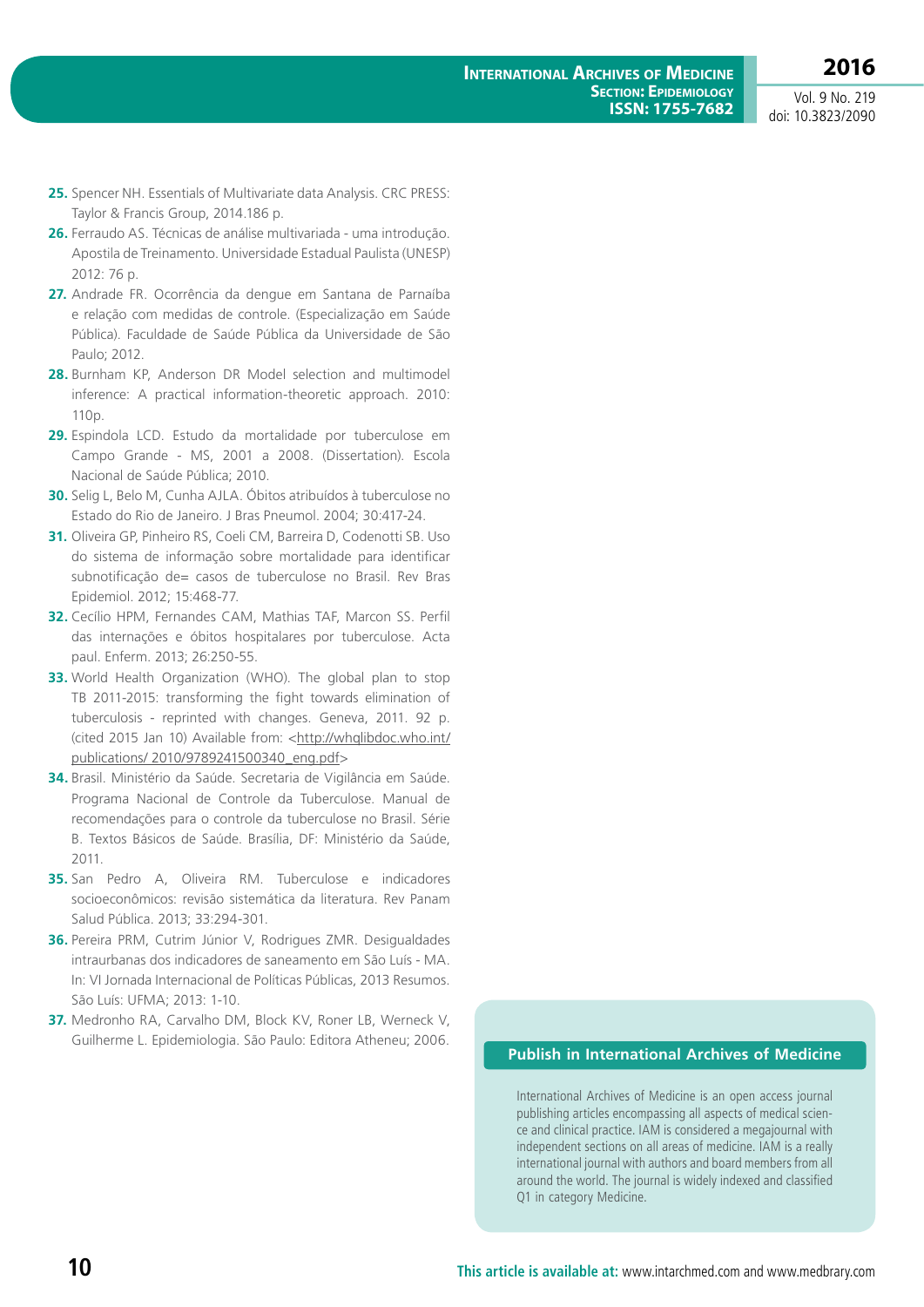25. Spencer NH. Essentials of Multivariate data Analysis. CRC PRESS: Taylor & Francis Group, 2014.186 p.
26. Ferraudo AS. Técnicas de análise multivariada - uma introdução. Apostila de Treinamento. Universidade Estadual Paulista (UNESP) 2012: 76 p.
27. Andrade FR. Ocorrência da dengue em Santana de Parnaíba e relação com medidas de controle. (Especialização em Saúde Pública). Faculdade de Saúde Pública da Universidade de São Paulo; 2012.
28. Burnham KP, Anderson DR Model selection and multimodel inference: A practical information-theoretic approach. 2010: 110p.
29. Espindola LCD. Estudo da mortalidade por tuberculose em Campo Grande - MS, 2001 a 2008. (Dissertation). Escola Nacional de Saúde Pública; 2010.
30. Selig L, Belo M, Cunha AJLA. Óbitos atribuídos à tuberculose no Estado do Rio de Janeiro. J Bras Pneumol. 2004; 30:417-24.
31. Oliveira GP, Pinheiro RS, Coeli CM, Barreira D, Codenotti SB. Uso do sistema de informação sobre mortalidade para identificar subnotificação de= casos de tuberculose no Brasil. Rev Bras Epidemiol. 2012; 15:468-77.
32. Cecílio HPM, Fernandes CAM, Mathias TAF, Marcon SS. Perfil das internações e óbitos hospitalares por tuberculose. Acta paul. Enferm. 2013; 26:250-55.
33. World Health Organization (WHO). The global plan to stop TB 2011-2015: transforming the fight towards elimination of tuberculosis - reprinted with changes. Geneva, 2011. 92 p. (cited 2015 Jan 10) Available from: <http://whqlibdoc.who.int/publications/ 2010/9789241500340_eng.pdf>
34. Brasil. Ministério da Saúde. Secretaria de Vigilância em Saúde. Programa Nacional de Controle da Tuberculose. Manual de recomendações para o controle da tuberculose no Brasil. Série B. Textos Básicos de Saúde. Brasília, DF: Ministério da Saúde, 2011.
35. San Pedro A, Oliveira RM. Tuberculose e indicadores socioeconômicos: revisão sistemática da literatura. Rev Panam Salud Pública. 2013; 33:294-301.
36. Pereira PRM, Cutrim Júnior V, Rodrigues ZMR. Desigualdades intraurbanas dos indicadores de saneamento em São Luís - MA. In: VI Jornada Internacional de Políticas Públicas, 2013 Resumos. São Luís: UFMA; 2013: 1-10.
37. Medronho RA, Carvalho DM, Block KV, Roner LB, Werneck V, Guilherme L. Epidemiologia. São Paulo: Editora Atheneu; 2006.

**Publish in International Archives of Medicine**

International Archives of Medicine is an open access journal publishing articles encompassing all aspects of medical science and clinical practice. IAM is considered a megajournal with independent sections on all areas of medicine. IAM is a really international journal with authors and board members from all around the world. The journal is widely indexed and classified Q1 in category Medicine.